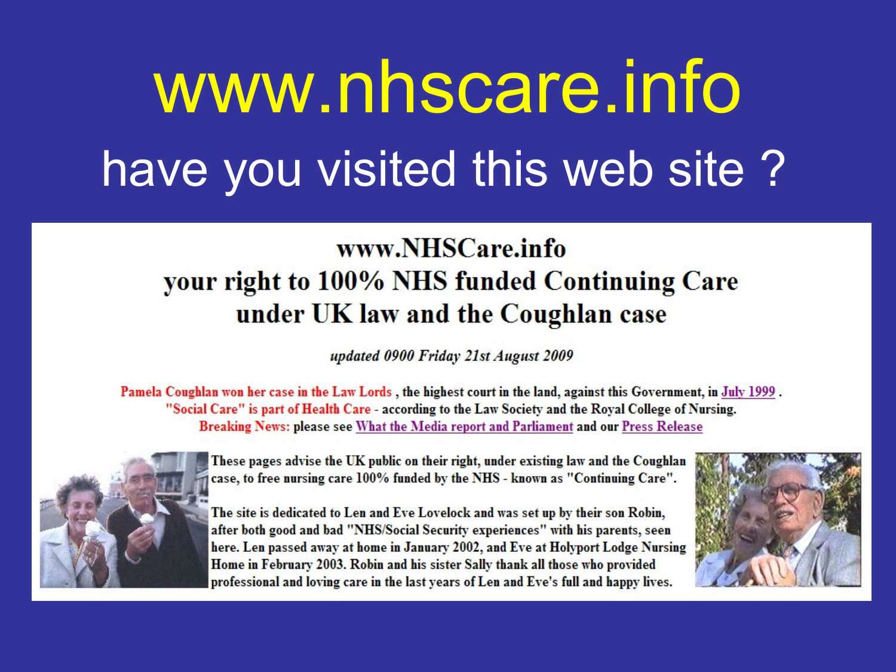# www.nhscare.info

## have you visited this web site ?

### www.NHSCare.info

### your right to 100% NHS funded Continuing Care under UK law and the Coughlan case

*updated 0900 Friday 21st August 2009*

**Pamela Coughlan won her case in the Law Lords , the highest court in the land, against this Government, in July 1999 .**
**"Social Care" is part of Health Care - according to the Law Society and the Royal College of Nursing.**
**Breaking News: please see What the Media report and Parliament and our Press Release**

These pages advise the UK public on their right, under existing law and the Coughlan case, to free nursing care 100% funded by the NHS - known as "Continuing Care".

The site is dedicated to Len and Eve Lovelock and was set up by their son Robin, after both good and bad "NHS/Social Security experiences" with his parents, seen here. Len passed away at home in January 2002, and Eve at Holyport Lodge Nursing Home in February 2003. Robin and his sister Sally thank all those who provided professional and loving care in the last years of Len and Eve's full and happy lives.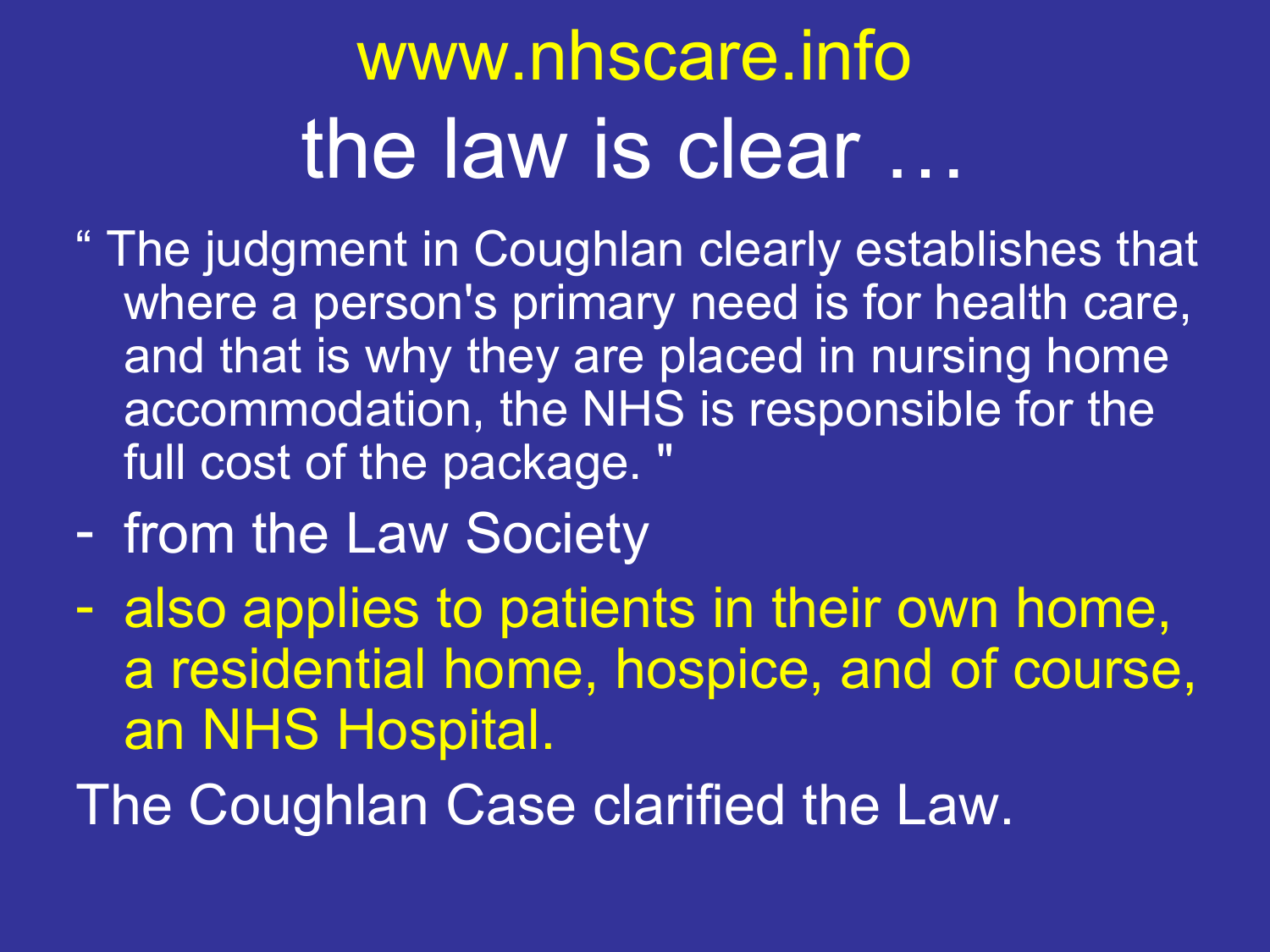# www.nhscare.info
# the law is clear …

" The judgment in Coughlan clearly establishes that where a person's primary need is for health care, and that is why they are placed in nursing home accommodation, the NHS is responsible for the full cost of the package. "

- from the Law Society
- also applies to patients in their own home, a residential home, hospice, and of course, an NHS Hospital.

The Coughlan Case clarified the Law.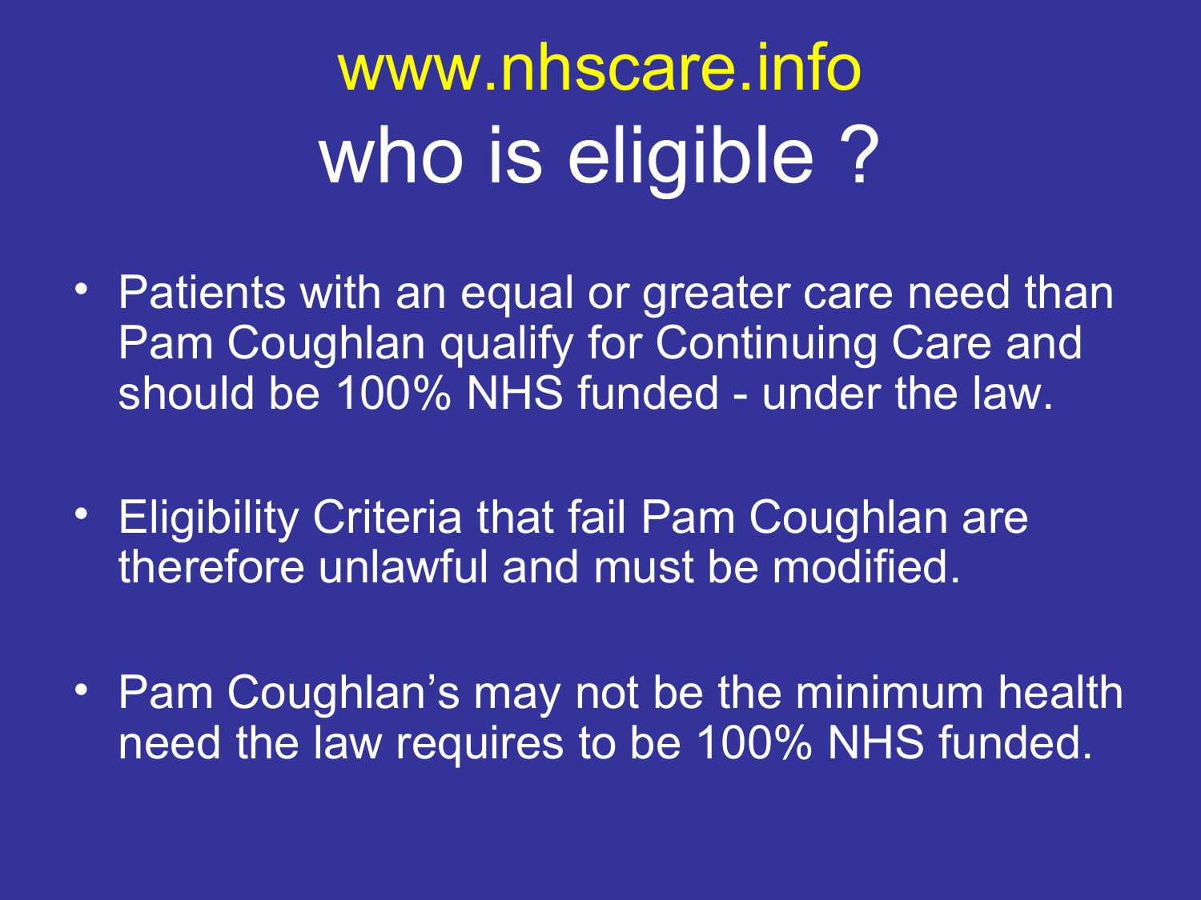# www.nhscare.info

## who is eligible ?

- Patients with an equal or greater care need than Pam Coughlan qualify for Continuing Care and should be 100% NHS funded - under the law.
- Eligibility Criteria that fail Pam Coughlan are therefore unlawful and must be modified.
- Pam Coughlan's may not be the minimum health need the law requires to be 100% NHS funded.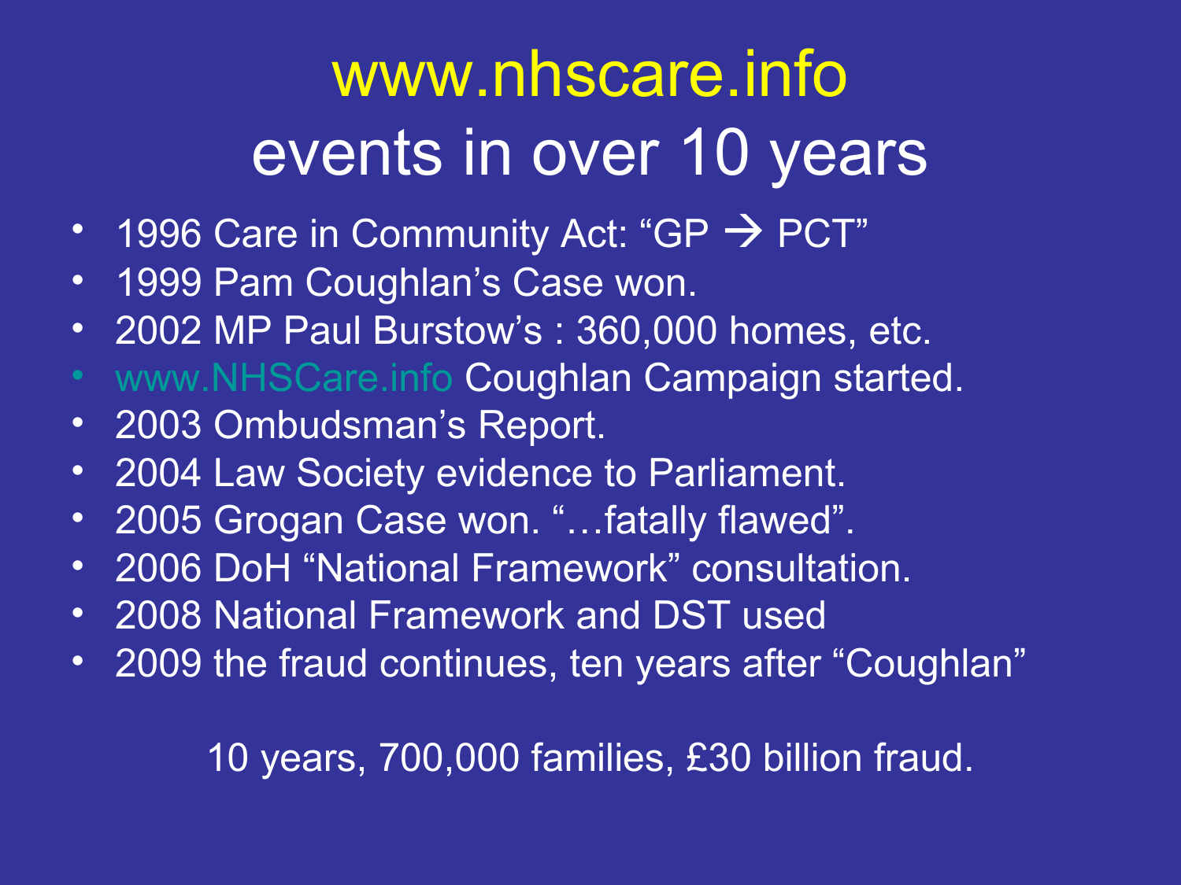# www.nhscare.info events in over 10 years

- 1996 Care in Community Act: “GP → PCT”
- 1999 Pam Coughlan’s Case won.
- 2002 MP Paul Burstow’s : 360,000 homes, etc.
- www.NHSCare.info Coughlan Campaign started.
- 2003 Ombudsman’s Report.
- 2004 Law Society evidence to Parliament.
- 2005 Grogan Case won. “…fatally flawed”.
- 2006 DoH “National Framework” consultation.
- 2008 National Framework and DST used
- 2009 the fraud continues, ten years after “Coughlan”

10 years, 700,000 families, £30 billion fraud.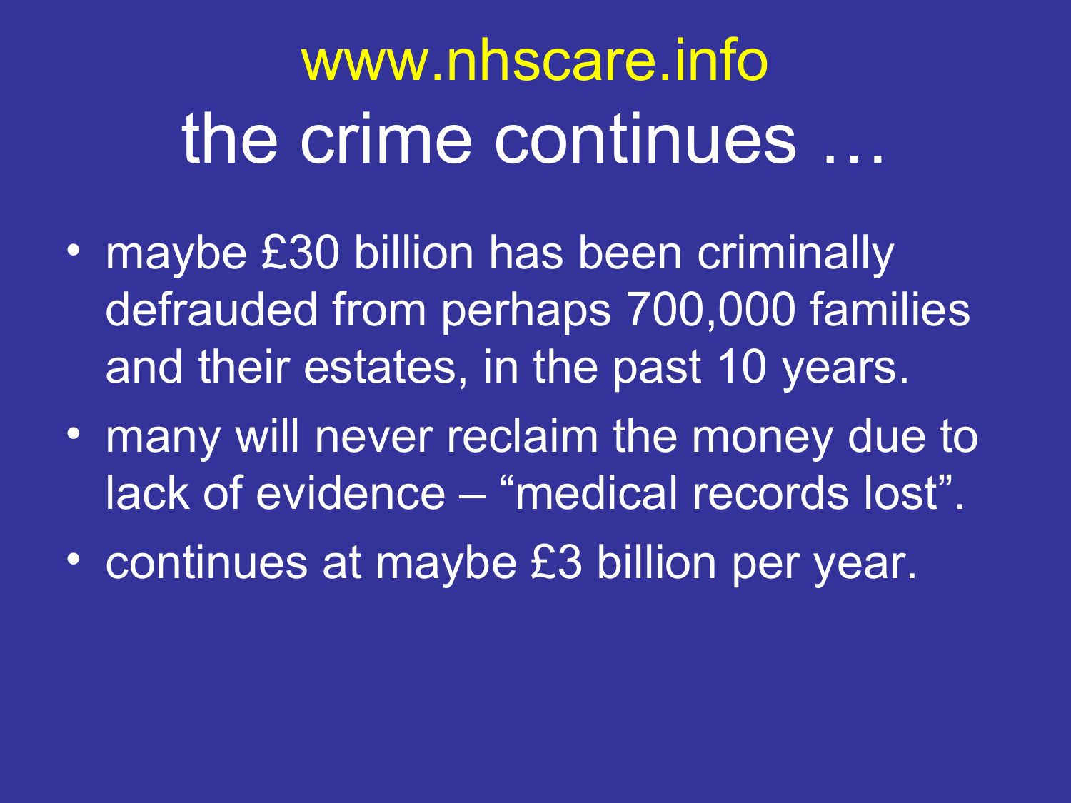# www.nhscare.info

## the crime continues …

- maybe £30 billion has been criminally defrauded from perhaps 700,000 families and their estates, in the past 10 years.
- many will never reclaim the money due to lack of evidence – “medical records lost”.
- continues at maybe £3 billion per year.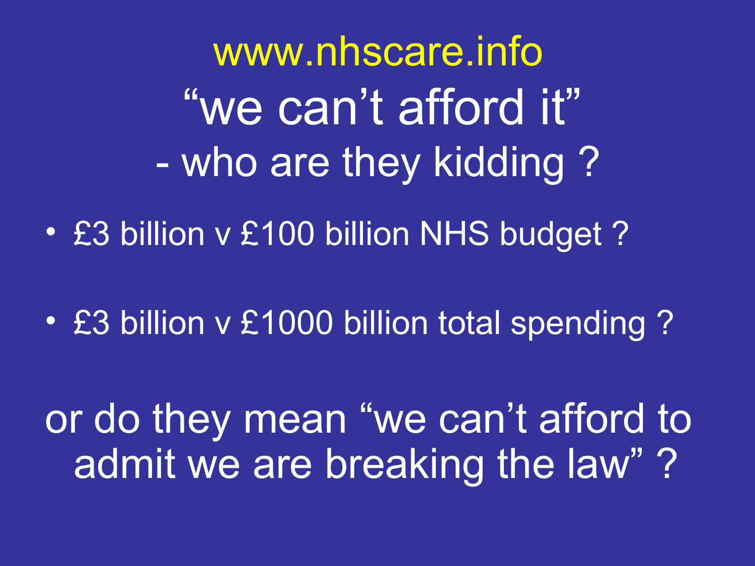www.nhscare.info

# "we can't afford it"

## - who are they kidding ?

- £3 billion v £100 billion NHS budget ?
- £3 billion v £1000 billion total spending ?

or do they mean "we can't afford to admit we are breaking the law" ?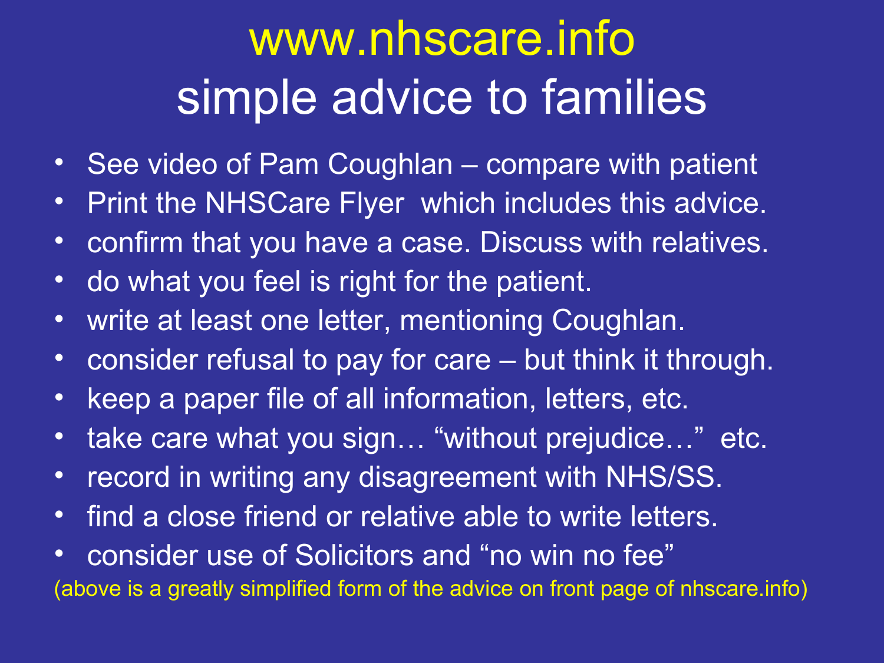# www.nhscare.info
# simple advice to families

- See video of Pam Coughlan – compare with patient
- Print the NHSCare Flyer which includes this advice.
- confirm that you have a case. Discuss with relatives.
- do what you feel is right for the patient.
- write at least one letter, mentioning Coughlan.
- consider refusal to pay for care – but think it through.
- keep a paper file of all information, letters, etc.
- take care what you sign… "without prejudice…" etc.
- record in writing any disagreement with NHS/SS.
- find a close friend or relative able to write letters.
- consider use of Solicitors and "no win no fee"

(above is a greatly simplified form of the advice on front page of nhscare.info)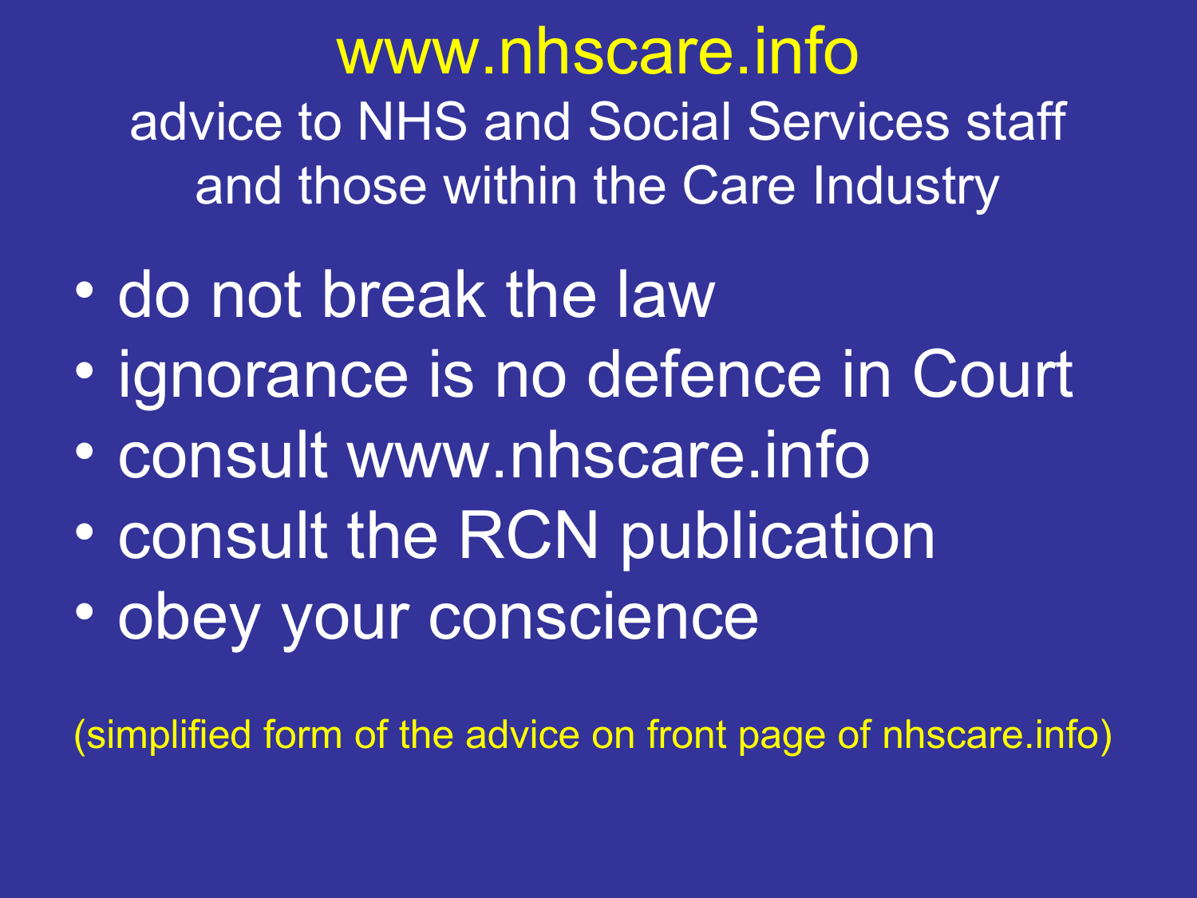# www.nhscare.info

advice to NHS and Social Services staff and those within the Care Industry

- do not break the law
- ignorance is no defence in Court
- consult www.nhscare.info
- consult the RCN publication
- obey your conscience

(simplified form of the advice on front page of nhscare.info)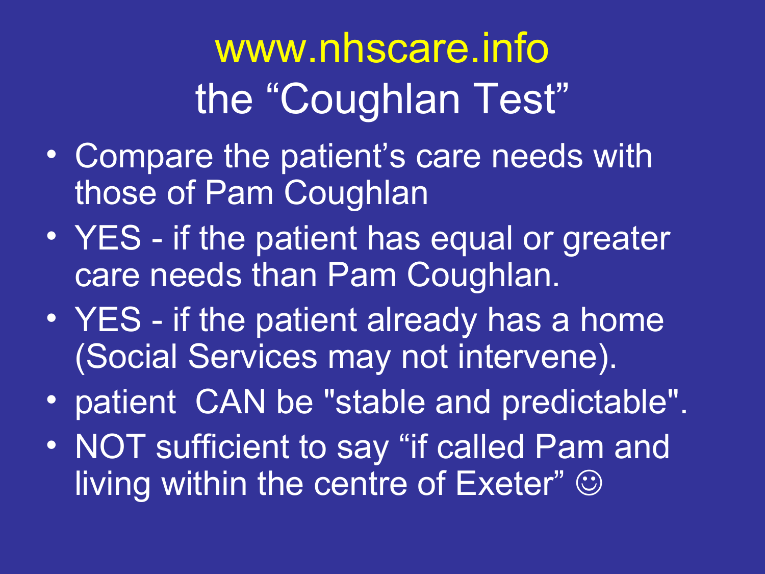# www.nhscare.info
## the “Coughlan Test”

- Compare the patient’s care needs with those of Pam Coughlan
- YES - if the patient has equal or greater care needs than Pam Coughlan.
- YES - if the patient already has a home (Social Services may not intervene).
- patient CAN be "stable and predictable".
- NOT sufficient to say “if called Pam and living within the centre of Exeter” ☺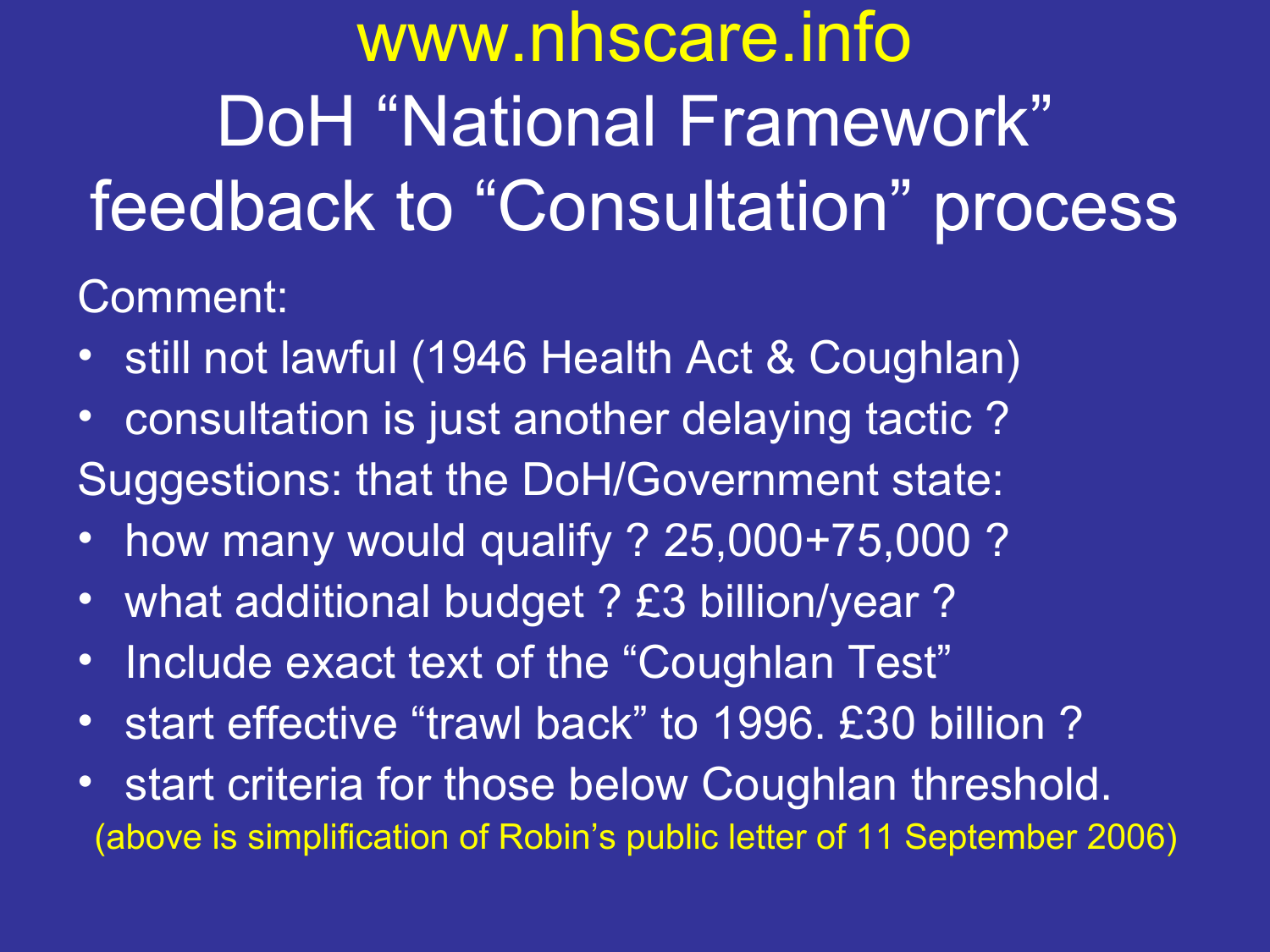# www.nhscare.info DoH “National Framework” feedback to “Consultation” process

Comment:

- still not lawful (1946 Health Act & Coughlan)
- consultation is just another delaying tactic ?

Suggestions: that the DoH/Government state:

- how many would qualify ? 25,000+75,000 ?
- what additional budget ? £3 billion/year ?
- Include exact text of the “Coughlan Test”
- start effective “trawl back” to 1996. £30 billion ?
- start criteria for those below Coughlan threshold.

(above is simplification of Robin’s public letter of 11 September 2006)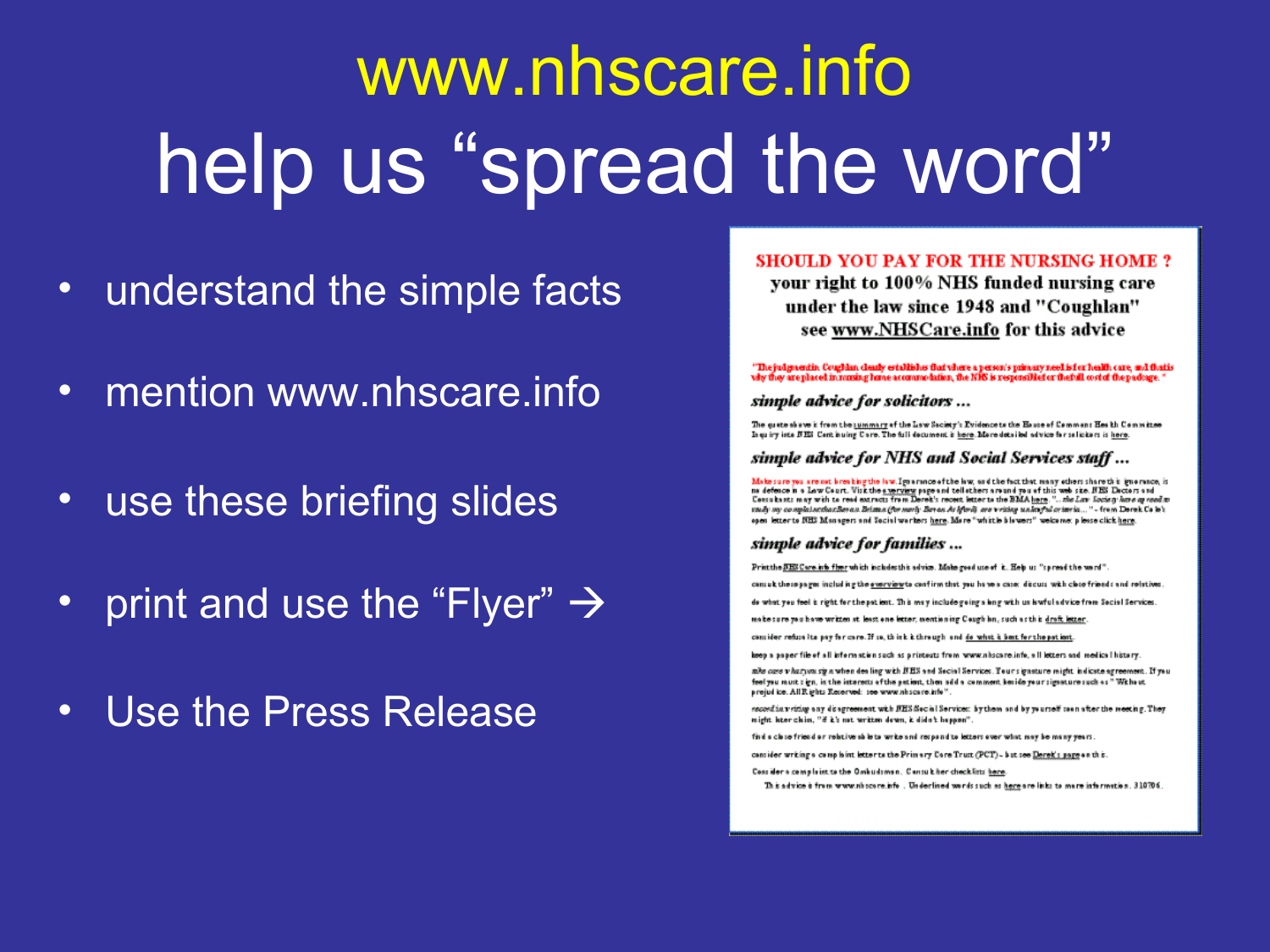# www.nhscare.info

# help us "spread the word"

- understand the simple facts
- mention www.nhscare.info
- use these briefing slides
- print and use the "Flyer" →
- Use the Press Release

**SHOULD YOU PAY FOR THE NURSING HOME ?**
**your right to 100% NHS funded nursing care under the law since 1948 and "Coughlan" see www.NHSCare.info for this advice**

"The judgment in Coughlan clearly establishes that where a person's primary need is for health care, and that is why they are placed in nursing home accommodation, the NHS is responsible for the full cost of the package."

***simple advice for solicitors ...***

The quote above is from the summary of the Law Society's Evidence to the House of Commons Health Committee Inquiry into NHS Continuing Care. The full document is here. More detailed advice for solicitors is here.

***simple advice for NHS and Social Services staff ...***

Make sure you are not breaking the law. Ignorance of the law, and the fact that many others share this ignorance, is no defence in a Law Court. Visit the overview page and tell others around you of this web site. NHS Doctors and Consultants may wish to read extracts from Derek's recent letter to the BMA here. "... the Law Society have agreed to study my complaint that Seven Britains (formerly Seven As If only) are writing unlawful criteria..." - from Derek Cole's open letter to NHS Managers and Social workers here. More "whistle blowers" welcome: please click here.

***simple advice for families ...***

Print the NHSCare.info flyer which includes this advice. Make good use of it. Help us "spread the word".

consult these pages including the overview to confirm that you have a case: discuss with close friends and relatives.

do what you feel is right for the patient. This may include going along with unlawful advice from Social Services.

make sure you have written at least one letter, mentioning Coughlan, such as this draft letter.

consider refusing to pay for care. If so, think it through and do what is best for the patient.

keep a paper file of all information such as printouts from www.nhscare.info, all letters and medical history.

take care what you sign when dealing with NHS and Social Services. Your signature might indicate agreement. If you feel you must sign, in the interests of the patient, then add a comment beside your signature such as "Without prejudice. All Rights Reserved: see www.nhscare.info".

record in writing any disagreement with NHS/Social Services: by them and by yourself soon after the meeting. They might later claim, "if it's not written down, it didn't happen".

find a close friend or relative able to write and respond to letters over what may be many years.

consider writing a complaint letter to the Primary Care Trust (PCT) - but see Derek's pages on this.

Consider a complaint to the Ombudsman. Consult her checklists here.

This advice is from www.nhscare.info . Underlined words such as here are links to more information. 310706.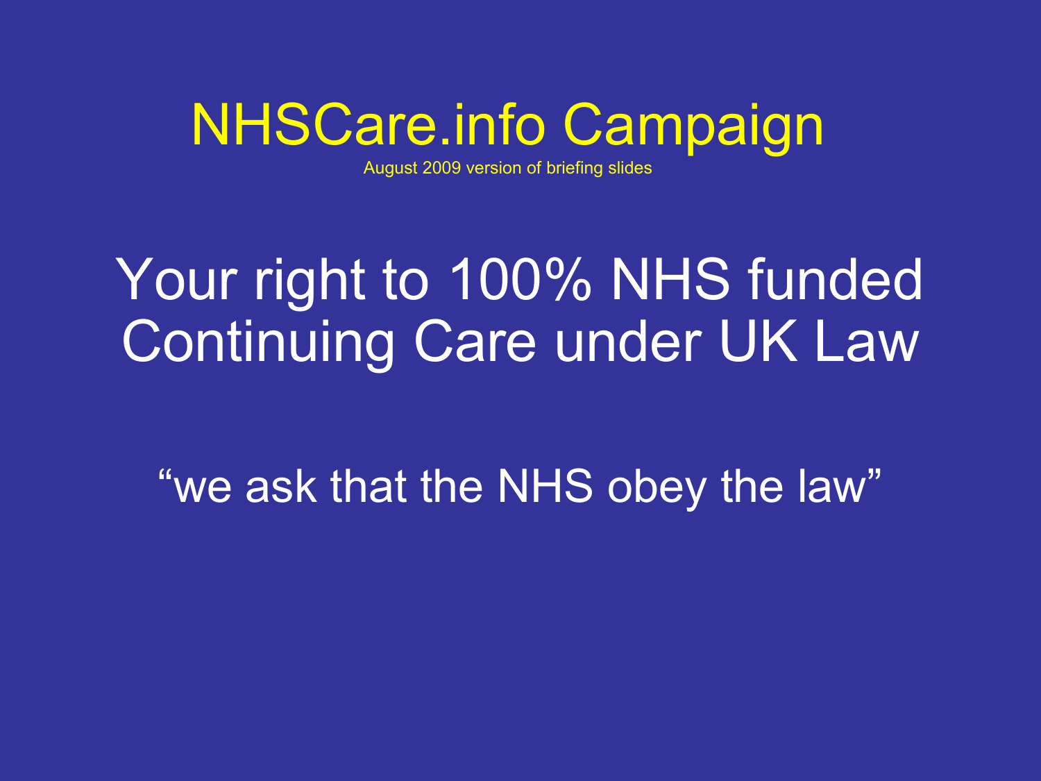# NHSCare.info Campaign

August 2009 version of briefing slides

## Your right to 100% NHS funded Continuing Care under UK Law

“we ask that the NHS obey the law”